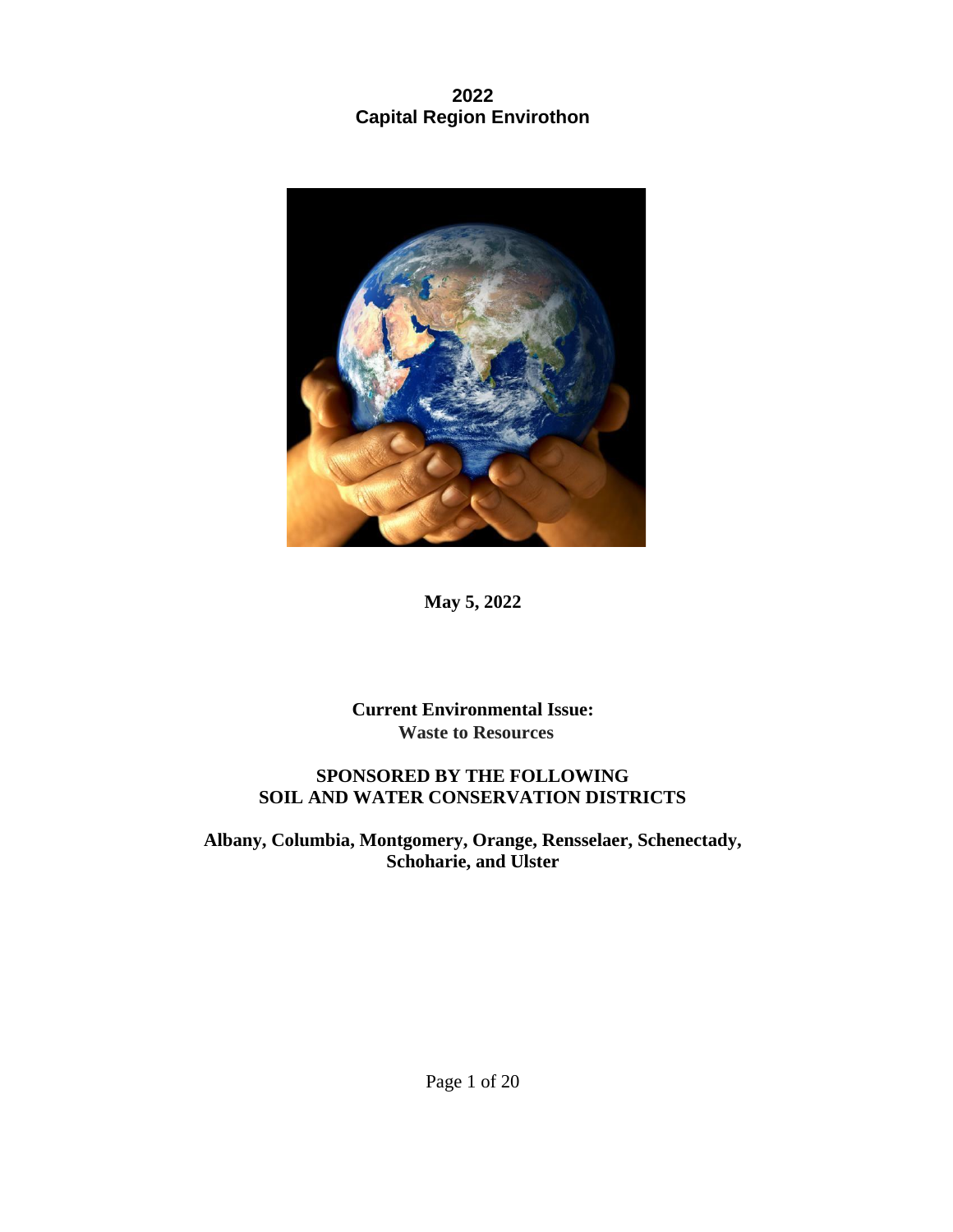# 2022
# Capital Region Envirothon

**May 5, 2022**

**Current Environmental Issue:**
**Waste to Resources**

**SPONSORED BY THE FOLLOWING**
**SOIL AND WATER CONSERVATION DISTRICTS**

**Albany, Columbia, Montgomery, Orange, Rensselaer, Schenectady, Schoharie, and Ulster**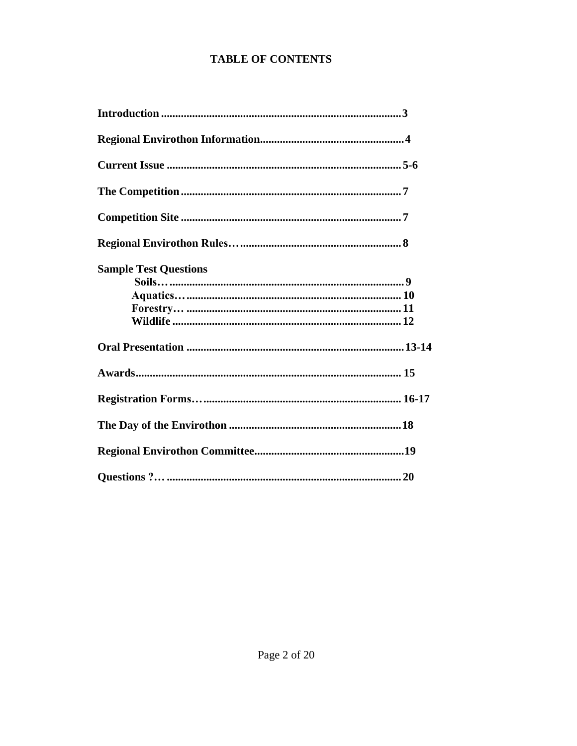# TABLE OF CONTENTS

**Introduction** .................................................................................... **3**

**Regional Envirothon Information**.................................................. **4**

**Current Issue** .................................................................................. **5-6**

**The Competition** ............................................................................. **7**

**Competition Site** ............................................................................. **7**

**Regional Envirothon Rules…** ......................................................... **8**

**Sample Test Questions**

- **Soils…** .................................................................................. **9**
- **Aquatics…** ........................................................................... **10**
- **Forestry…** ........................................................................... **11**
- **Wildlife** ................................................................................ **12**

**Oral Presentation** ............................................................................ **13-14**

**Awards**............................................................................................. **15**

**Registration Forms…** ..................................................................... **16-17**

**The Day of the Envirothon** ............................................................ **18**

**Regional Envirothon Committee**.................................................... **19**

**Questions ?…** .................................................................................. **20**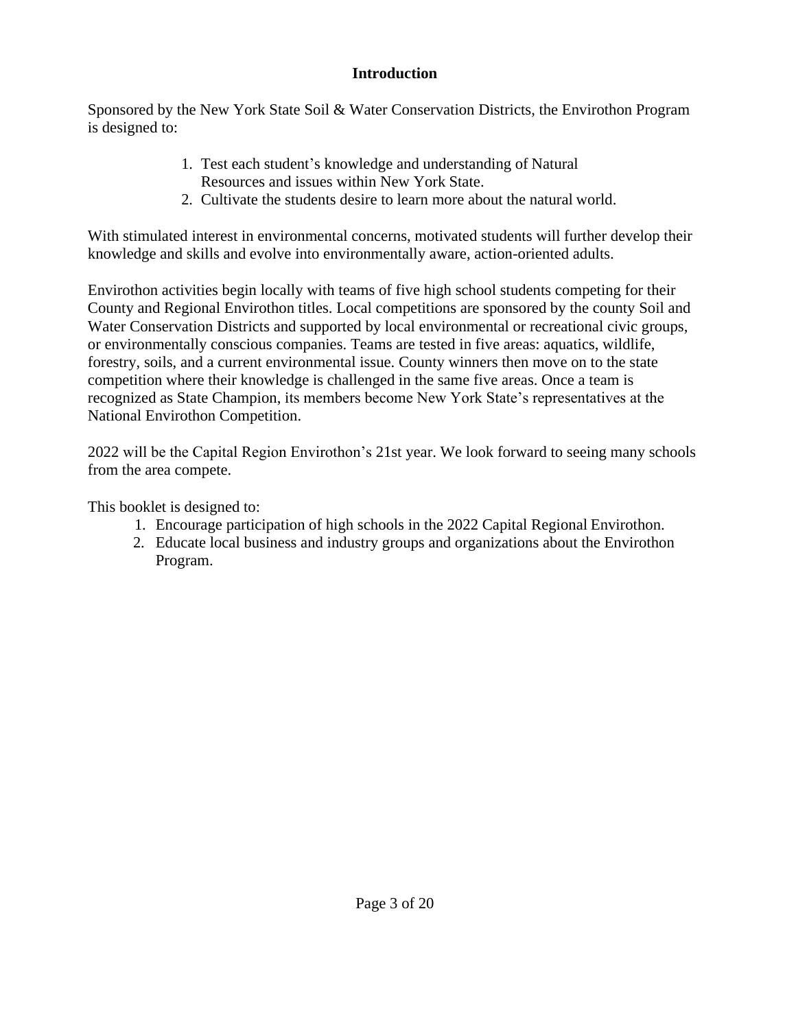# Introduction

Sponsored by the New York State Soil & Water Conservation Districts, the Envirothon Program is designed to:

1. Test each student's knowledge and understanding of Natural Resources and issues within New York State.
2. Cultivate the students desire to learn more about the natural world.

With stimulated interest in environmental concerns, motivated students will further develop their knowledge and skills and evolve into environmentally aware, action-oriented adults.

Envirothon activities begin locally with teams of five high school students competing for their County and Regional Envirothon titles. Local competitions are sponsored by the county Soil and Water Conservation Districts and supported by local environmental or recreational civic groups, or environmentally conscious companies. Teams are tested in five areas: aquatics, wildlife, forestry, soils, and a current environmental issue. County winners then move on to the state competition where their knowledge is challenged in the same five areas. Once a team is recognized as State Champion, its members become New York State's representatives at the National Envirothon Competition.

2022 will be the Capital Region Envirothon's 21st year. We look forward to seeing many schools from the area compete.

This booklet is designed to:

1. Encourage participation of high schools in the 2022 Capital Regional Envirothon.
2. Educate local business and industry groups and organizations about the Envirothon Program.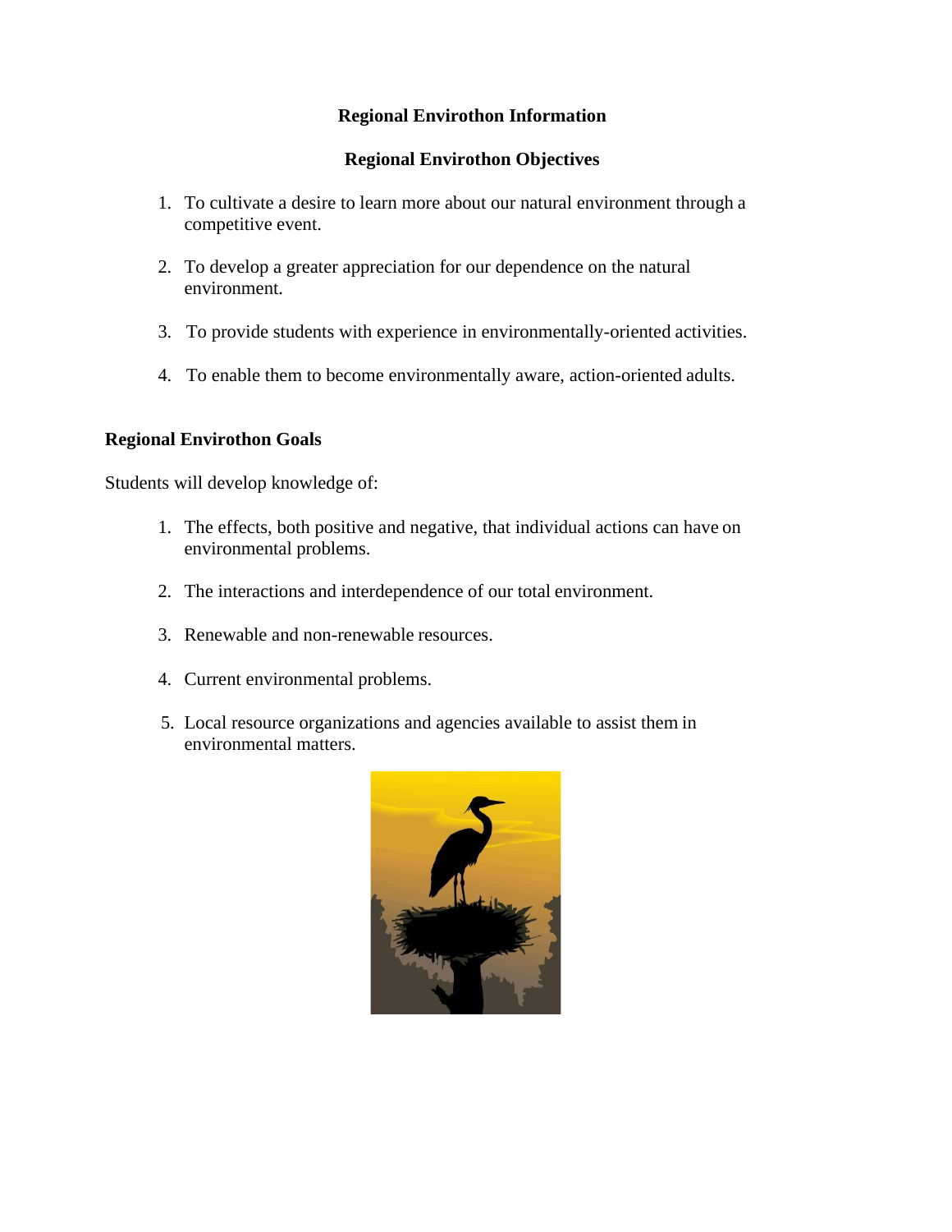# Regional Envirothon Information

## Regional Envirothon Objectives

1. To cultivate a desire to learn more about our natural environment through a competitive event.

2. To develop a greater appreciation for our dependence on the natural environment.

3. To provide students with experience in environmentally-oriented activities.

4. To enable them to become environmentally aware, action-oriented adults.

## Regional Envirothon Goals

Students will develop knowledge of:

1. The effects, both positive and negative, that individual actions can have on environmental problems.

2. The interactions and interdependence of our total environment.

3. Renewable and non-renewable resources.

4. Current environmental problems.

5. Local resource organizations and agencies available to assist them in environmental matters.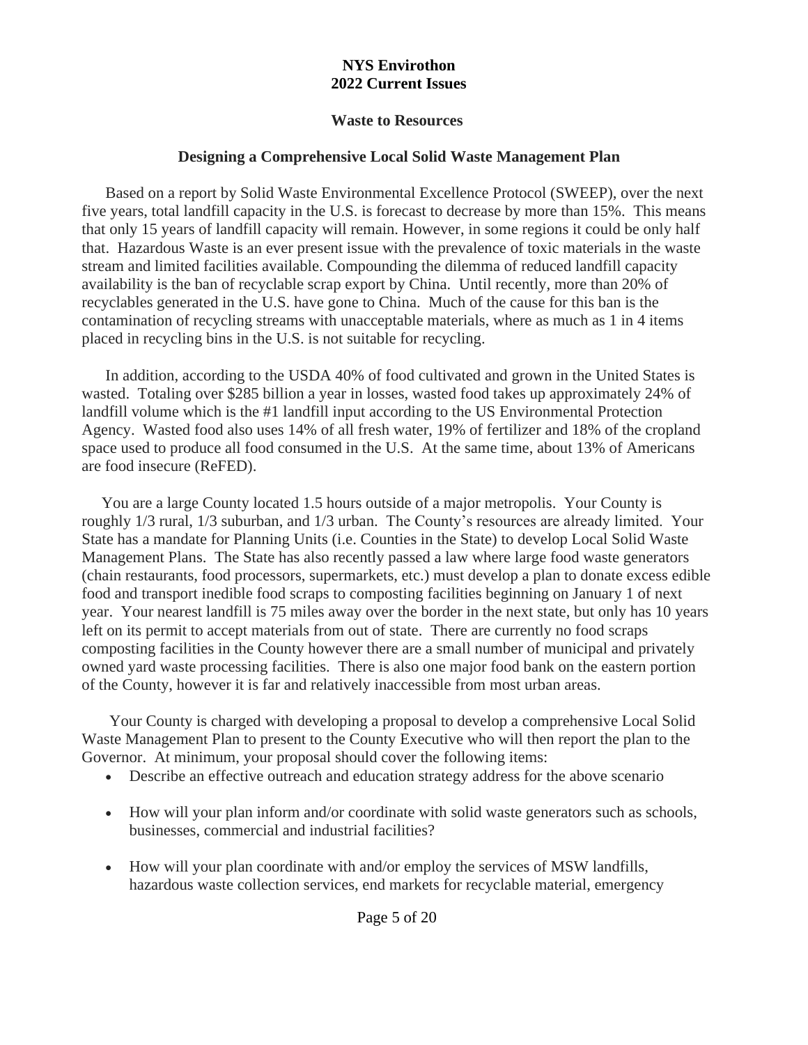**NYS Envirothon**
**2022 Current Issues**

**Waste to Resources**

**Designing a Comprehensive Local Solid Waste Management Plan**

Based on a report by Solid Waste Environmental Excellence Protocol (SWEEP), over the next five years, total landfill capacity in the U.S. is forecast to decrease by more than 15%. This means that only 15 years of landfill capacity will remain. However, in some regions it could be only half that. Hazardous Waste is an ever present issue with the prevalence of toxic materials in the waste stream and limited facilities available. Compounding the dilemma of reduced landfill capacity availability is the ban of recyclable scrap export by China. Until recently, more than 20% of recyclables generated in the U.S. have gone to China. Much of the cause for this ban is the contamination of recycling streams with unacceptable materials, where as much as 1 in 4 items placed in recycling bins in the U.S. is not suitable for recycling.

In addition, according to the USDA 40% of food cultivated and grown in the United States is wasted. Totaling over $285 billion a year in losses, wasted food takes up approximately 24% of landfill volume which is the #1 landfill input according to the US Environmental Protection Agency. Wasted food also uses 14% of all fresh water, 19% of fertilizer and 18% of the cropland space used to produce all food consumed in the U.S. At the same time, about 13% of Americans are food insecure (ReFED).

You are a large County located 1.5 hours outside of a major metropolis. Your County is roughly 1/3 rural, 1/3 suburban, and 1/3 urban. The County's resources are already limited. Your State has a mandate for Planning Units (i.e. Counties in the State) to develop Local Solid Waste Management Plans. The State has also recently passed a law where large food waste generators (chain restaurants, food processors, supermarkets, etc.) must develop a plan to donate excess edible food and transport inedible food scraps to composting facilities beginning on January 1 of next year. Your nearest landfill is 75 miles away over the border in the next state, but only has 10 years left on its permit to accept materials from out of state. There are currently no food scraps composting facilities in the County however there are a small number of municipal and privately owned yard waste processing facilities. There is also one major food bank on the eastern portion of the County, however it is far and relatively inaccessible from most urban areas.

Your County is charged with developing a proposal to develop a comprehensive Local Solid Waste Management Plan to present to the County Executive who will then report the plan to the Governor. At minimum, your proposal should cover the following items:

- Describe an effective outreach and education strategy address for the above scenario
- How will your plan inform and/or coordinate with solid waste generators such as schools, businesses, commercial and industrial facilities?
- How will your plan coordinate with and/or employ the services of MSW landfills, hazardous waste collection services, end markets for recyclable material, emergency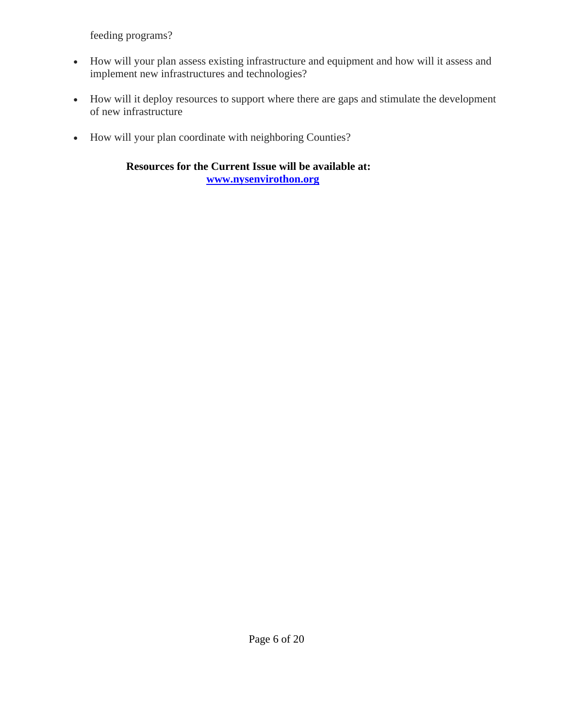feeding programs?

- How will your plan assess existing infrastructure and equipment and how will it assess and implement new infrastructures and technologies?
- How will it deploy resources to support where there are gaps and stimulate the development of new infrastructure
- How will your plan coordinate with neighboring Counties?

**Resources for the Current Issue will be available at:**
**[www.nysenvirothon.org](http://www.nysenvirothon.org)**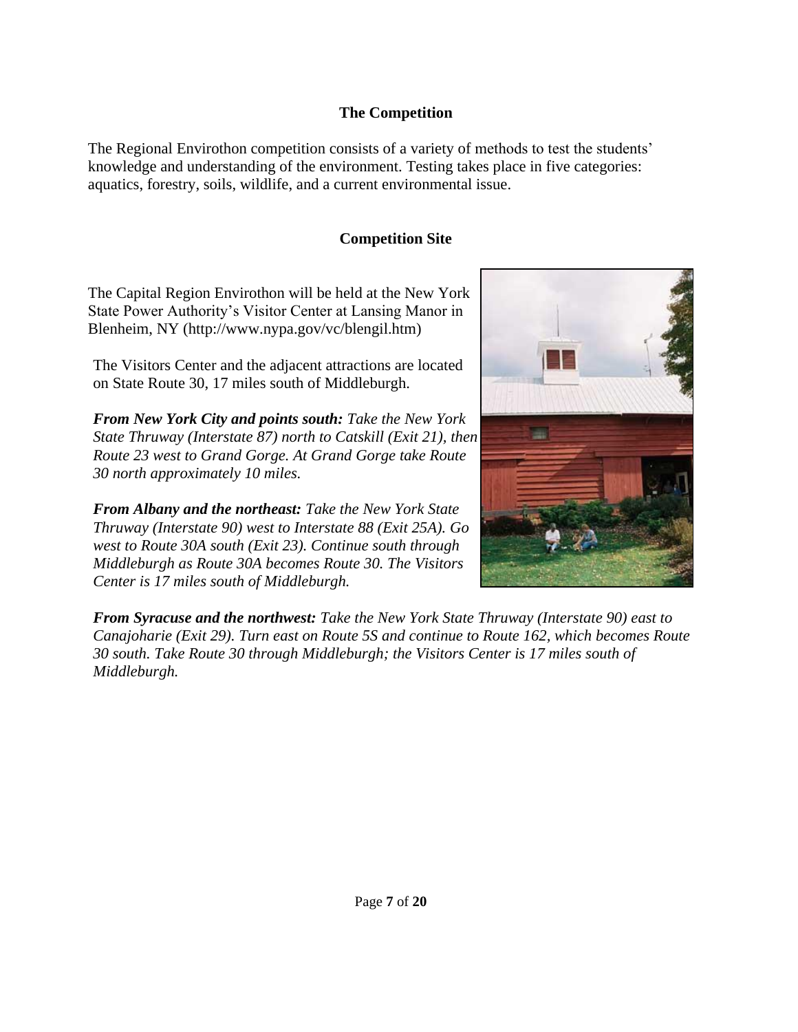## The Competition

The Regional Envirothon competition consists of a variety of methods to test the students' knowledge and understanding of the environment. Testing takes place in five categories: aquatics, forestry, soils, wildlife, and a current environmental issue.

## Competition Site

The Capital Region Envirothon will be held at the New York State Power Authority's Visitor Center at Lansing Manor in Blenheim, NY (http://www.nypa.gov/vc/blengil.htm)

The Visitors Center and the adjacent attractions are located on State Route 30, 17 miles south of Middleburgh.

***From New York City and points south:*** *Take the New York State Thruway (Interstate 87) north to Catskill (Exit 21), then Route 23 west to Grand Gorge. At Grand Gorge take Route 30 north approximately 10 miles.*

***From Albany and the northeast:*** *Take the New York State Thruway (Interstate 90) west to Interstate 88 (Exit 25A). Go west to Route 30A south (Exit 23). Continue south through Middleburgh as Route 30A becomes Route 30. The Visitors Center is 17 miles south of Middleburgh.*

***From Syracuse and the northwest:*** *Take the New York State Thruway (Interstate 90) east to Canajoharie (Exit 29). Turn east on Route 5S and continue to Route 162, which becomes Route 30 south. Take Route 30 through Middleburgh; the Visitors Center is 17 miles south of Middleburgh.*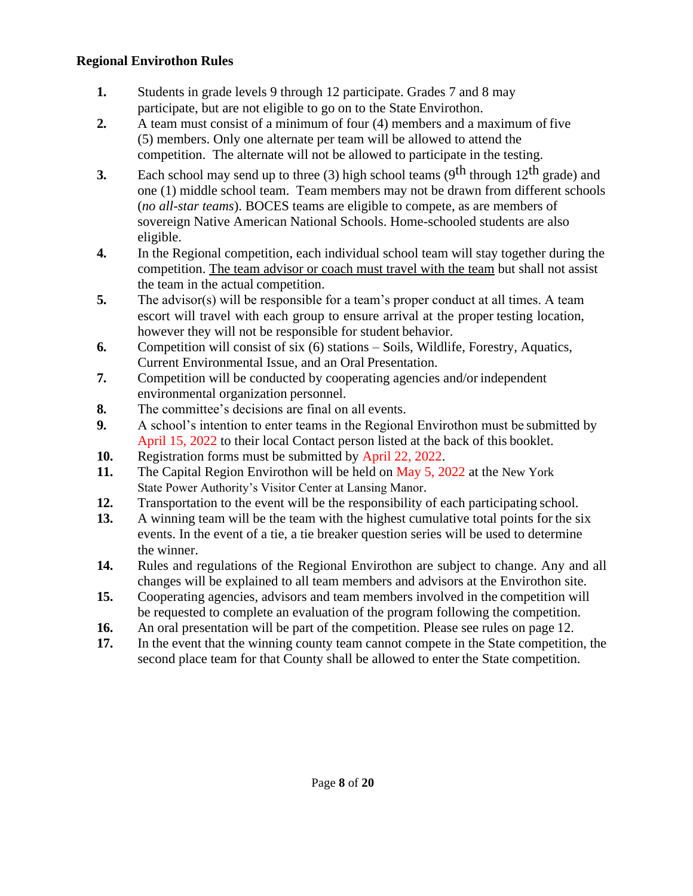## Regional Envirothon Rules

1. Students in grade levels 9 through 12 participate. Grades 7 and 8 may participate, but are not eligible to go on to the State Envirothon.
2. A team must consist of a minimum of four (4) members and a maximum of five (5) members. Only one alternate per team will be allowed to attend the competition. The alternate will not be allowed to participate in the testing.
3. Each school may send up to three (3) high school teams (9th through 12th grade) and one (1) middle school team. Team members may not be drawn from different schools (*no all-star teams*). BOCES teams are eligible to compete, as are members of sovereign Native American National Schools. Home-schooled students are also eligible.
4. In the Regional competition, each individual school team will stay together during the competition. <u>The team advisor or coach must travel with the team</u> but shall not assist the team in the actual competition.
5. The advisor(s) will be responsible for a team's proper conduct at all times. A team escort will travel with each group to ensure arrival at the proper testing location, however they will not be responsible for student behavior.
6. Competition will consist of six (6) stations – Soils, Wildlife, Forestry, Aquatics, Current Environmental Issue, and an Oral Presentation.
7. Competition will be conducted by cooperating agencies and/or independent environmental organization personnel.
8. The committee's decisions are final on all events.
9. A school's intention to enter teams in the Regional Envirothon must be submitted by April 15, 2022 to their local Contact person listed at the back of this booklet.
10. Registration forms must be submitted by April 22, 2022.
11. The Capital Region Envirothon will be held on May 5, 2022 at the New York State Power Authority's Visitor Center at Lansing Manor.
12. Transportation to the event will be the responsibility of each participating school.
13. A winning team will be the team with the highest cumulative total points for the six events. In the event of a tie, a tie breaker question series will be used to determine the winner.
14. Rules and regulations of the Regional Envirothon are subject to change. Any and all changes will be explained to all team members and advisors at the Envirothon site.
15. Cooperating agencies, advisors and team members involved in the competition will be requested to complete an evaluation of the program following the competition.
16. An oral presentation will be part of the competition. Please see rules on page 12.
17. In the event that the winning county team cannot compete in the State competition, the second place team for that County shall be allowed to enter the State competition.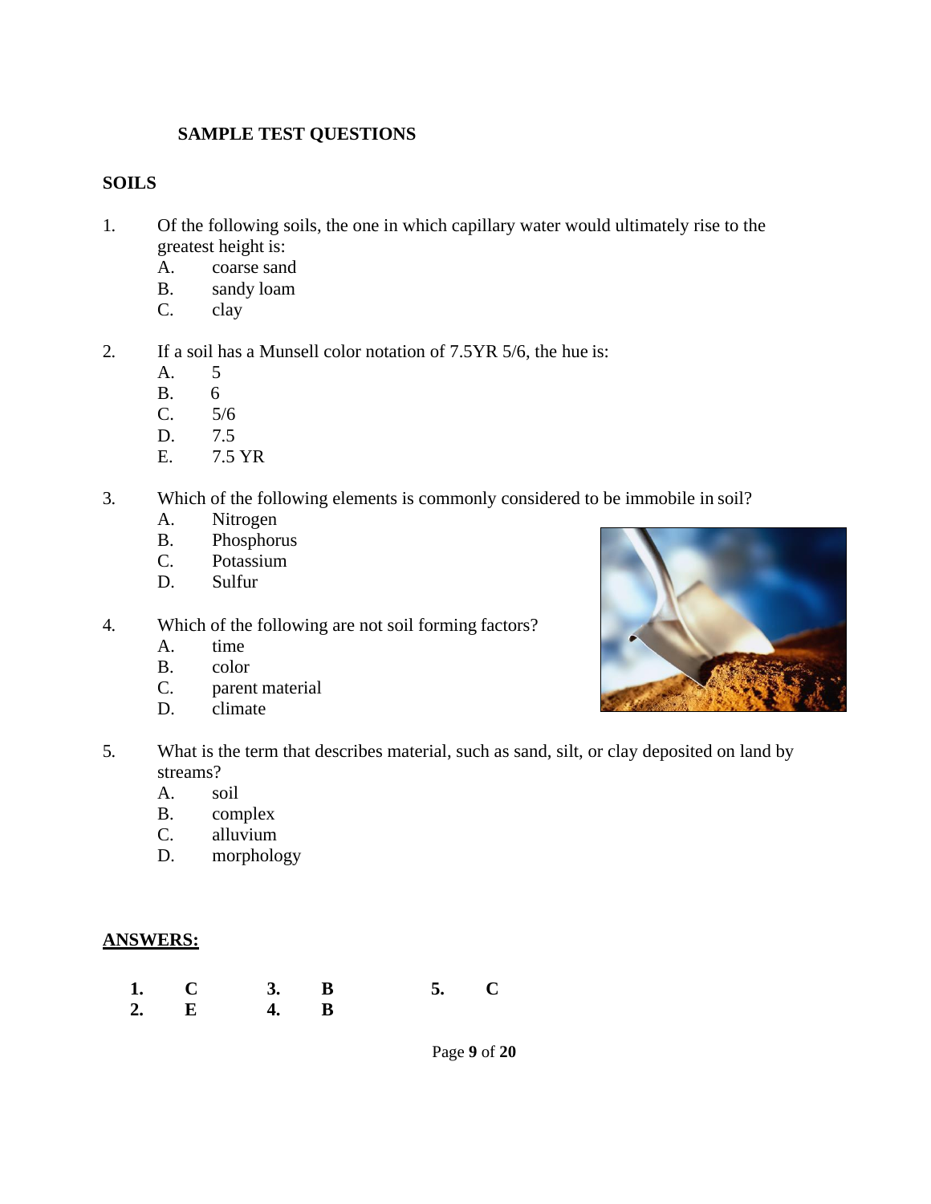## SAMPLE TEST QUESTIONS

### SOILS

1. Of the following soils, the one in which capillary water would ultimately rise to the greatest height is:
   - A. coarse sand
   - B. sandy loam
   - C. clay

2. If a soil has a Munsell color notation of 7.5YR 5/6, the hue is:
   - A. 5
   - B. 6
   - C. 5/6
   - D. 7.5
   - E. 7.5 YR

3. Which of the following elements is commonly considered to be immobile in soil?
   - A. Nitrogen
   - B. Phosphorus
   - C. Potassium
   - D. Sulfur

4. Which of the following are not soil forming factors?
   - A. time
   - B. color
   - C. parent material
   - D. climate

5. What is the term that describes material, such as sand, silt, or clay deposited on land by streams?
   - A. soil
   - B. complex
   - C. alluvium
   - D. morphology

**ANSWERS:**

| | | | | | |
|---|---|---|---|---|---|
| **1.** | **C** | **3.** | **B** | **5.** | **C** |
| **2.** | **E** | **4.** | **B** | | |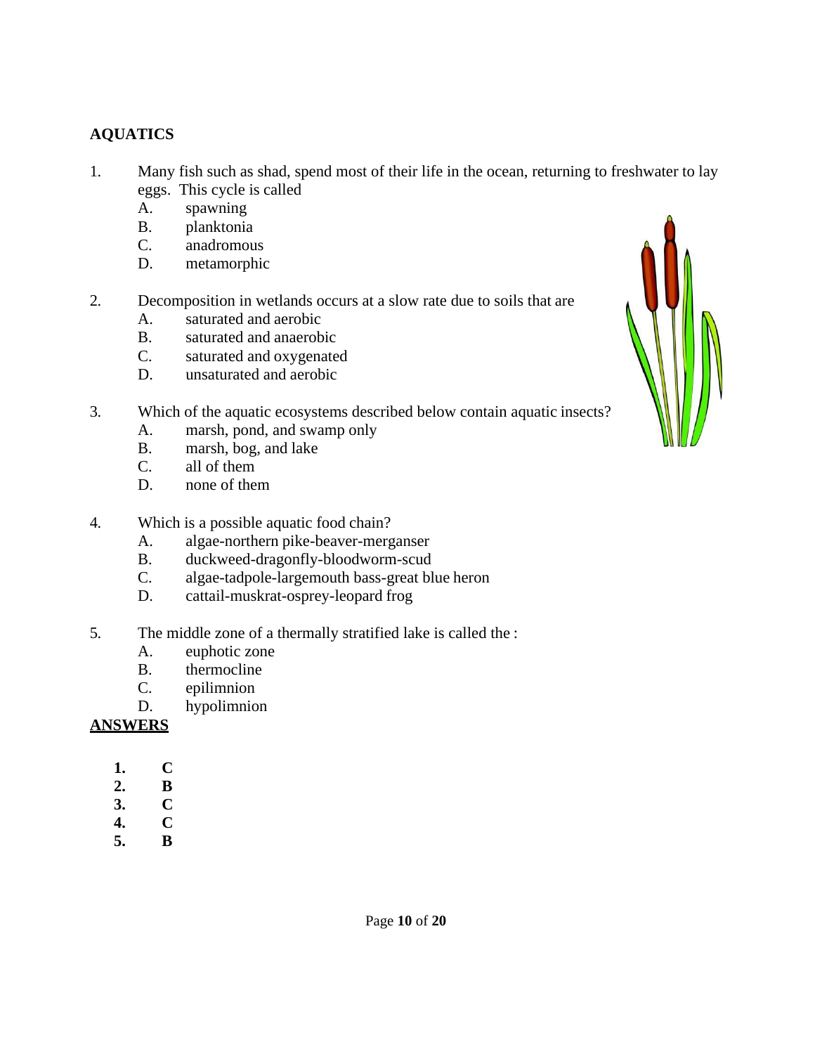## AQUATICS

1. Many fish such as shad, spend most of their life in the ocean, returning to freshwater to lay eggs. This cycle is called
   - A. spawning
   - B. planktonia
   - C. anadromous
   - D. metamorphic

2. Decomposition in wetlands occurs at a slow rate due to soils that are
   - A. saturated and aerobic
   - B. saturated and anaerobic
   - C. saturated and oxygenated
   - D. unsaturated and aerobic

3. Which of the aquatic ecosystems described below contain aquatic insects?
   - A. marsh, pond, and swamp only
   - B. marsh, bog, and lake
   - C. all of them
   - D. none of them

4. Which is a possible aquatic food chain?
   - A. algae-northern pike-beaver-merganser
   - B. duckweed-dragonfly-bloodworm-scud
   - C. algae-tadpole-largemouth bass-great blue heron
   - D. cattail-muskrat-osprey-leopard frog

5. The middle zone of a thermally stratified lake is called the :
   - A. euphotic zone
   - B. thermocline
   - C. epilimnion
   - D. hypolimnion

**ANSWERS**

1. **C**
2. **B**
3. **C**
4. **C**
5. **B**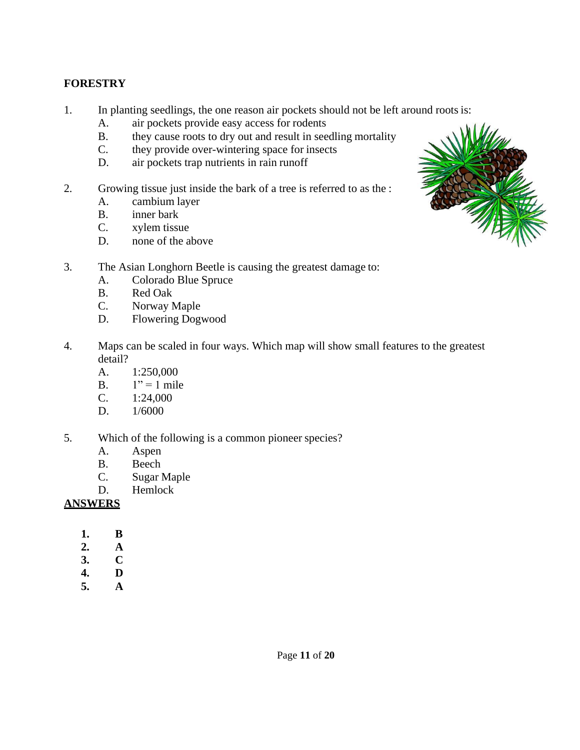**FORESTRY**

1. In planting seedlings, the one reason air pockets should not be left around roots is:
   - A. air pockets provide easy access for rodents
   - B. they cause roots to dry out and result in seedling mortality
   - C. they provide over-wintering space for insects
   - D. air pockets trap nutrients in rain runoff

2. Growing tissue just inside the bark of a tree is referred to as the :
   - A. cambium layer
   - B. inner bark
   - C. xylem tissue
   - D. none of the above

3. The Asian Longhorn Beetle is causing the greatest damage to:
   - A. Colorado Blue Spruce
   - B. Red Oak
   - C. Norway Maple
   - D. Flowering Dogwood

4. Maps can be scaled in four ways. Which map will show small features to the greatest detail?
   - A. 1:250,000
   - B. 1" = 1 mile
   - C. 1:24,000
   - D. 1/6000

5. Which of the following is a common pioneer species?
   - A. Aspen
   - B. Beech
   - C. Sugar Maple
   - D. Hemlock

**ANSWERS**

1. **B**
2. **A**
3. **C**
4. **D**
5. **A**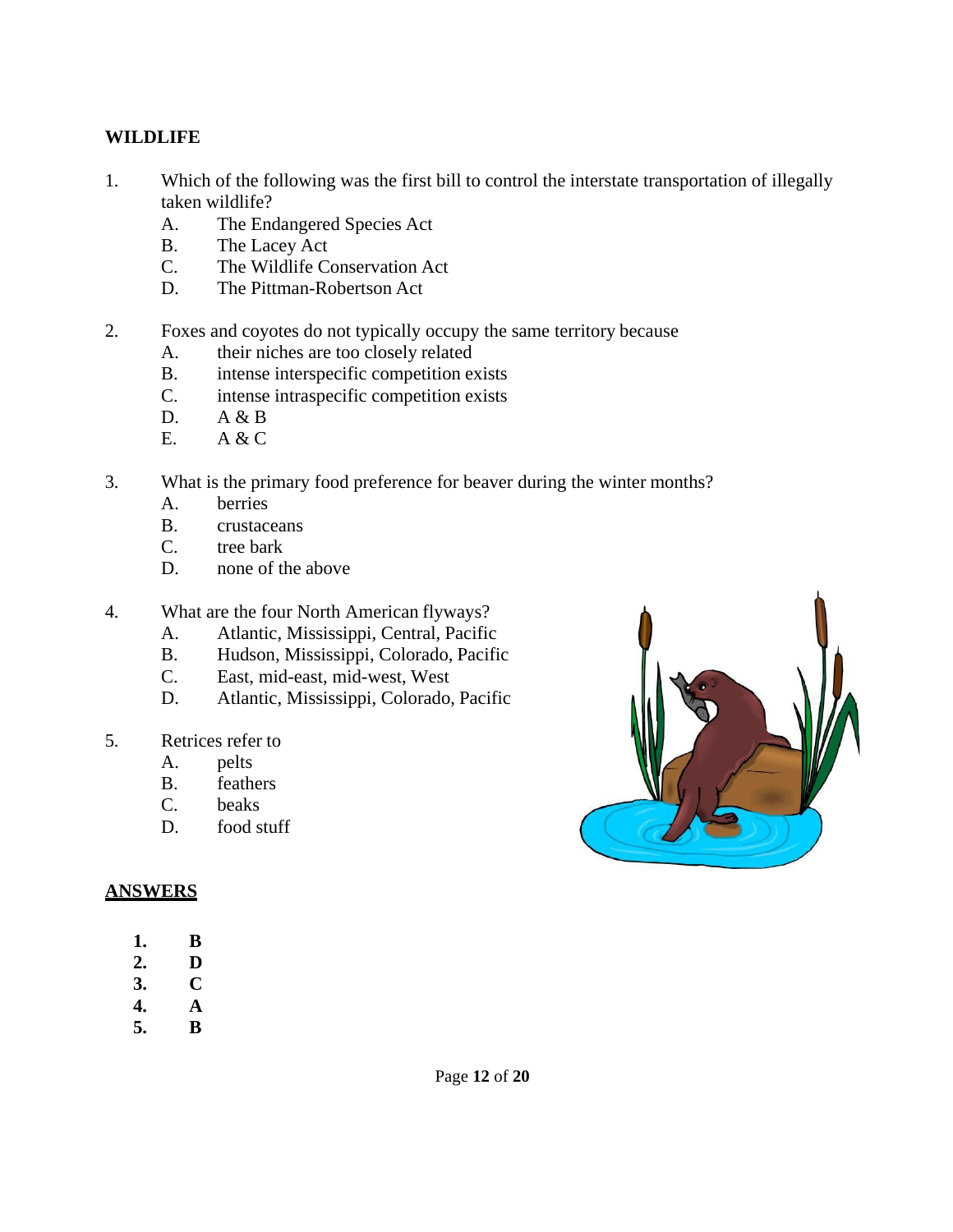## WILDLIFE

1. Which of the following was the first bill to control the interstate transportation of illegally taken wildlife?
   - A. The Endangered Species Act
   - B. The Lacey Act
   - C. The Wildlife Conservation Act
   - D. The Pittman-Robertson Act

2. Foxes and coyotes do not typically occupy the same territory because
   - A. their niches are too closely related
   - B. intense interspecific competition exists
   - C. intense intraspecific competition exists
   - D. A & B
   - E. A & C

3. What is the primary food preference for beaver during the winter months?
   - A. berries
   - B. crustaceans
   - C. tree bark
   - D. none of the above

4. What are the four North American flyways?
   - A. Atlantic, Mississippi, Central, Pacific
   - B. Hudson, Mississippi, Colorado, Pacific
   - C. East, mid-east, mid-west, West
   - D. Atlantic, Mississippi, Colorado, Pacific

5. Retrices refer to
   - A. pelts
   - B. feathers
   - C. beaks
   - D. food stuff

**ANSWERS**

**1. B**
**2. D**
**3. C**
**4. A**
**5. B**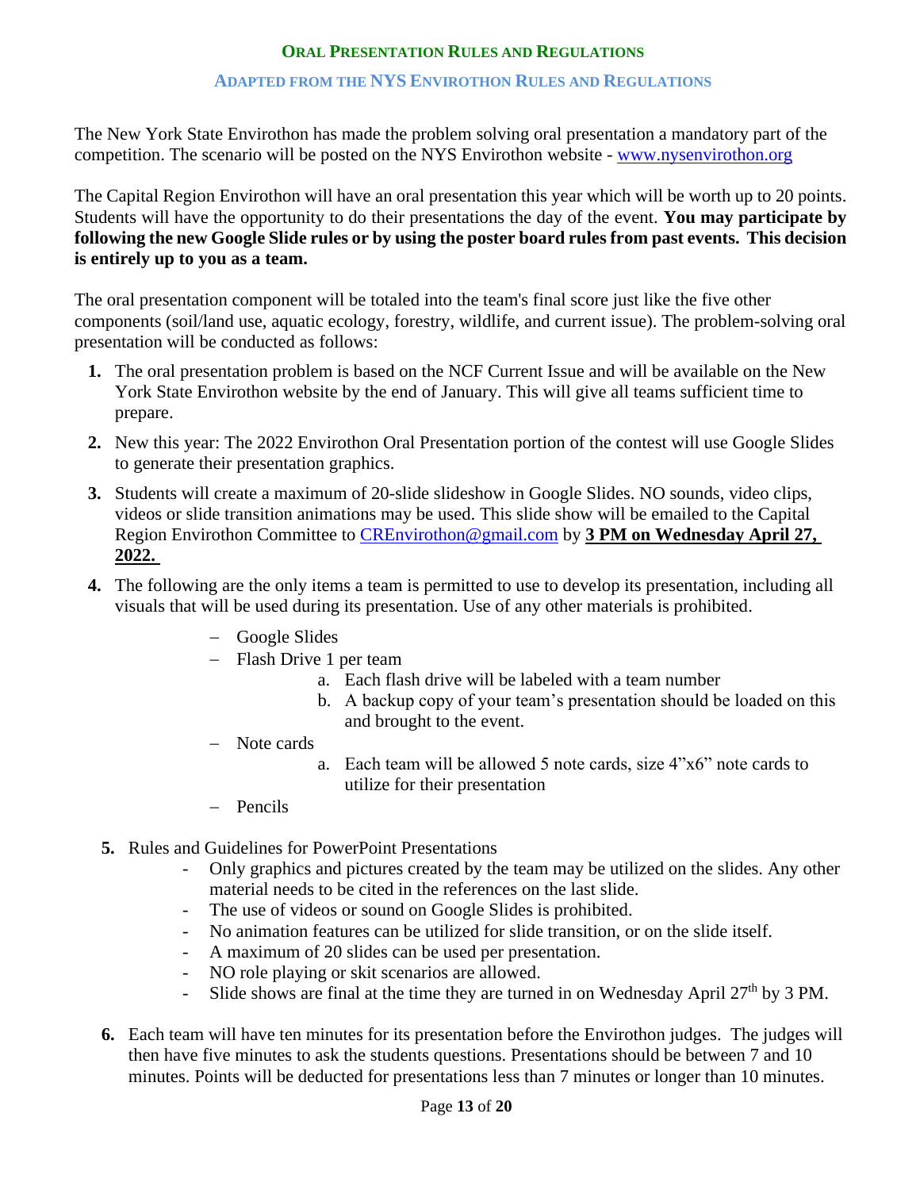## Oral Presentation Rules and Regulations

### Adapted from the NYS Envirothon Rules and Regulations

The New York State Envirothon has made the problem solving oral presentation a mandatory part of the competition. The scenario will be posted on the NYS Envirothon website - www.nysenvirothon.org

The Capital Region Envirothon will have an oral presentation this year which will be worth up to 20 points. Students will have the opportunity to do their presentations the day of the event. **You may participate by following the new Google Slide rules or by using the poster board rules from past events. This decision is entirely up to you as a team.**

The oral presentation component will be totaled into the team's final score just like the five other components (soil/land use, aquatic ecology, forestry, wildlife, and current issue). The problem-solving oral presentation will be conducted as follows:

1. The oral presentation problem is based on the NCF Current Issue and will be available on the New York State Envirothon website by the end of January. This will give all teams sufficient time to prepare.
2. New this year: The 2022 Envirothon Oral Presentation portion of the contest will use Google Slides to generate their presentation graphics.
3. Students will create a maximum of 20-slide slideshow in Google Slides. NO sounds, video clips, videos or slide transition animations may be used. This slide show will be emailed to the Capital Region Envirothon Committee to CREnvirothon@gmail.com by **3 PM on Wednesday April 27, 2022.**
4. The following are the only items a team is permitted to use to develop its presentation, including all visuals that will be used during its presentation. Use of any other materials is prohibited.
   - Google Slides
   - Flash Drive 1 per team
     a. Each flash drive will be labeled with a team number
     b. A backup copy of your team's presentation should be loaded on this and brought to the event.
   - Note cards
     a. Each team will be allowed 5 note cards, size 4"x6" note cards to utilize for their presentation
   - Pencils
5. Rules and Guidelines for PowerPoint Presentations
   - Only graphics and pictures created by the team may be utilized on the slides. Any other material needs to be cited in the references on the last slide.
   - The use of videos or sound on Google Slides is prohibited.
   - No animation features can be utilized for slide transition, or on the slide itself.
   - A maximum of 20 slides can be used per presentation.
   - NO role playing or skit scenarios are allowed.
   - Slide shows are final at the time they are turned in on Wednesday April 27th by 3 PM.
6. Each team will have ten minutes for its presentation before the Envirothon judges. The judges will then have five minutes to ask the students questions. Presentations should be between 7 and 10 minutes. Points will be deducted for presentations less than 7 minutes or longer than 10 minutes.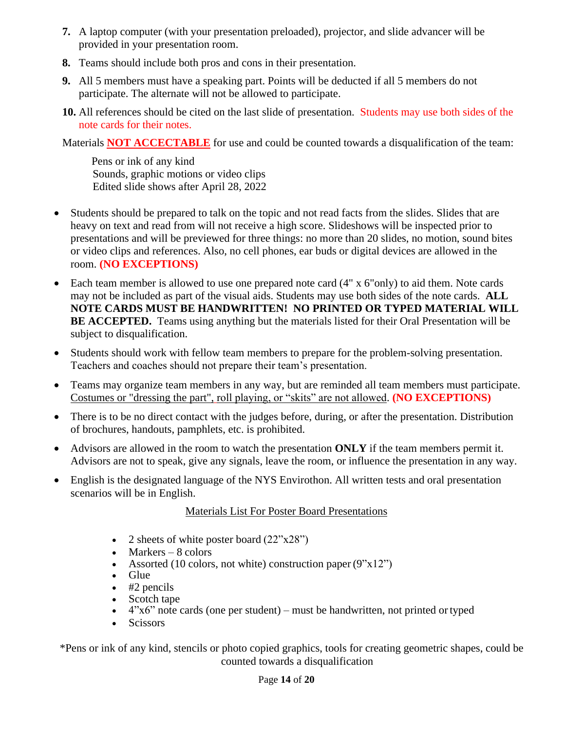7. A laptop computer (with your presentation preloaded), projector, and slide advancer will be provided in your presentation room.
8. Teams should include both pros and cons in their presentation.
9. All 5 members must have a speaking part. Points will be deducted if all 5 members do not participate. The alternate will not be allowed to participate.
10. All references should be cited on the last slide of presentation. Students may use both sides of the note cards for their notes.

Materials **NOT ACCECTABLE** for use and could be counted towards a disqualification of the team:

Pens or ink of any kind
Sounds, graphic motions or video clips
Edited slide shows after April 28, 2022

- Students should be prepared to talk on the topic and not read facts from the slides. Slides that are heavy on text and read from will not receive a high score. Slideshows will be inspected prior to presentations and will be previewed for three things: no more than 20 slides, no motion, sound bites or video clips and references. Also, no cell phones, ear buds or digital devices are allowed in the room. **(NO EXCEPTIONS)**
- Each team member is allowed to use one prepared note card (4" x 6"only) to aid them. Note cards may not be included as part of the visual aids. Students may use both sides of the note cards. **ALL NOTE CARDS MUST BE HANDWRITTEN! NO PRINTED OR TYPED MATERIAL WILL BE ACCEPTED.** Teams using anything but the materials listed for their Oral Presentation will be subject to disqualification.
- Students should work with fellow team members to prepare for the problem-solving presentation. Teachers and coaches should not prepare their team's presentation.
- Teams may organize team members in any way, but are reminded all team members must participate. Costumes or "dressing the part", roll playing, or "skits" are not allowed. **(NO EXCEPTIONS)**
- There is to be no direct contact with the judges before, during, or after the presentation. Distribution of brochures, handouts, pamphlets, etc. is prohibited.
- Advisors are allowed in the room to watch the presentation **ONLY** if the team members permit it. Advisors are not to speak, give any signals, leave the room, or influence the presentation in any way.
- English is the designated language of the NYS Envirothon. All written tests and oral presentation scenarios will be in English.

Materials List For Poster Board Presentations

- 2 sheets of white poster board (22"x28")
- Markers – 8 colors
- Assorted (10 colors, not white) construction paper (9"x12")
- Glue
- #2 pencils
- Scotch tape
- 4"x6" note cards (one per student) – must be handwritten, not printed or typed
- Scissors

*Pens or ink of any kind, stencils or photo copied graphics, tools for creating geometric shapes, could be counted towards a disqualification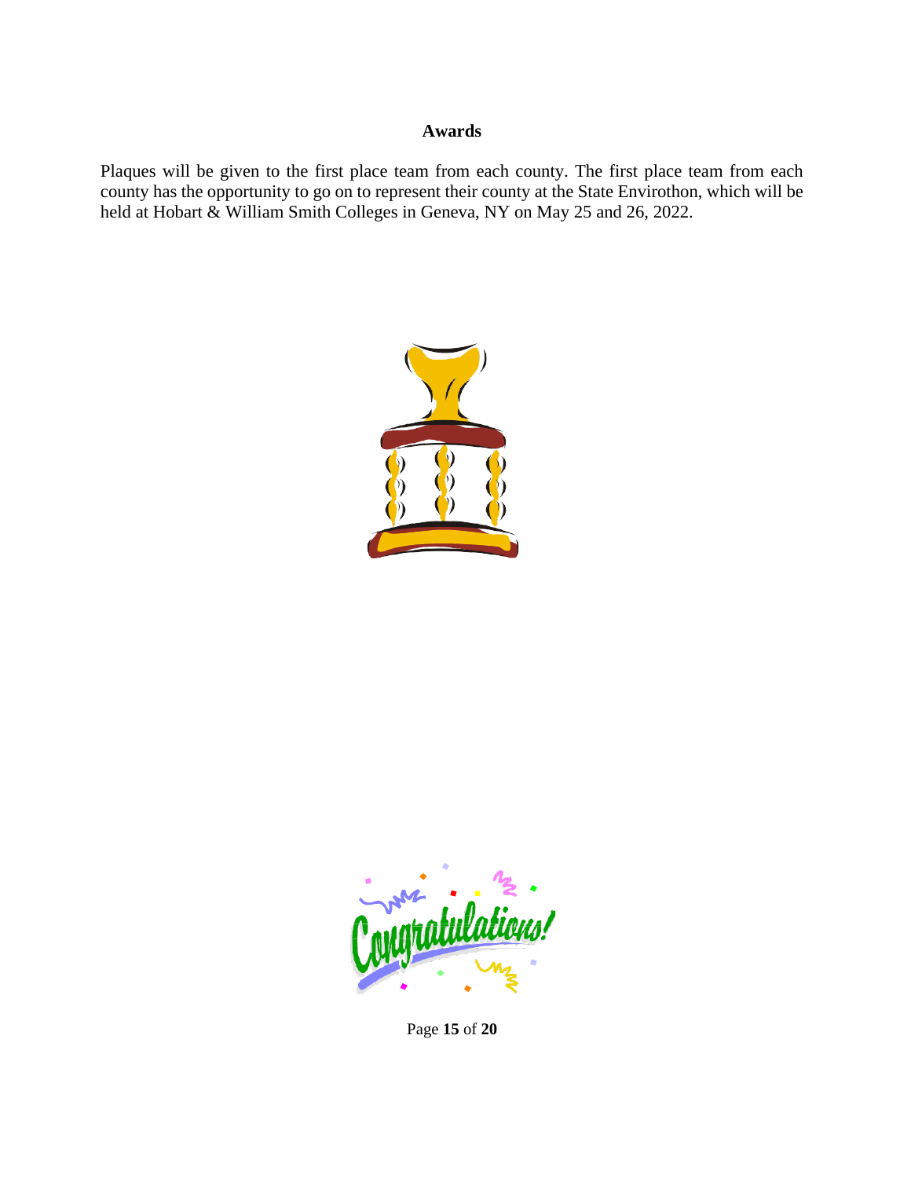## Awards

Plaques will be given to the first place team from each county. The first place team from each county has the opportunity to go on to represent their county at the State Envirothon, which will be held at Hobart & William Smith Colleges in Geneva, NY on May 25 and 26, 2022.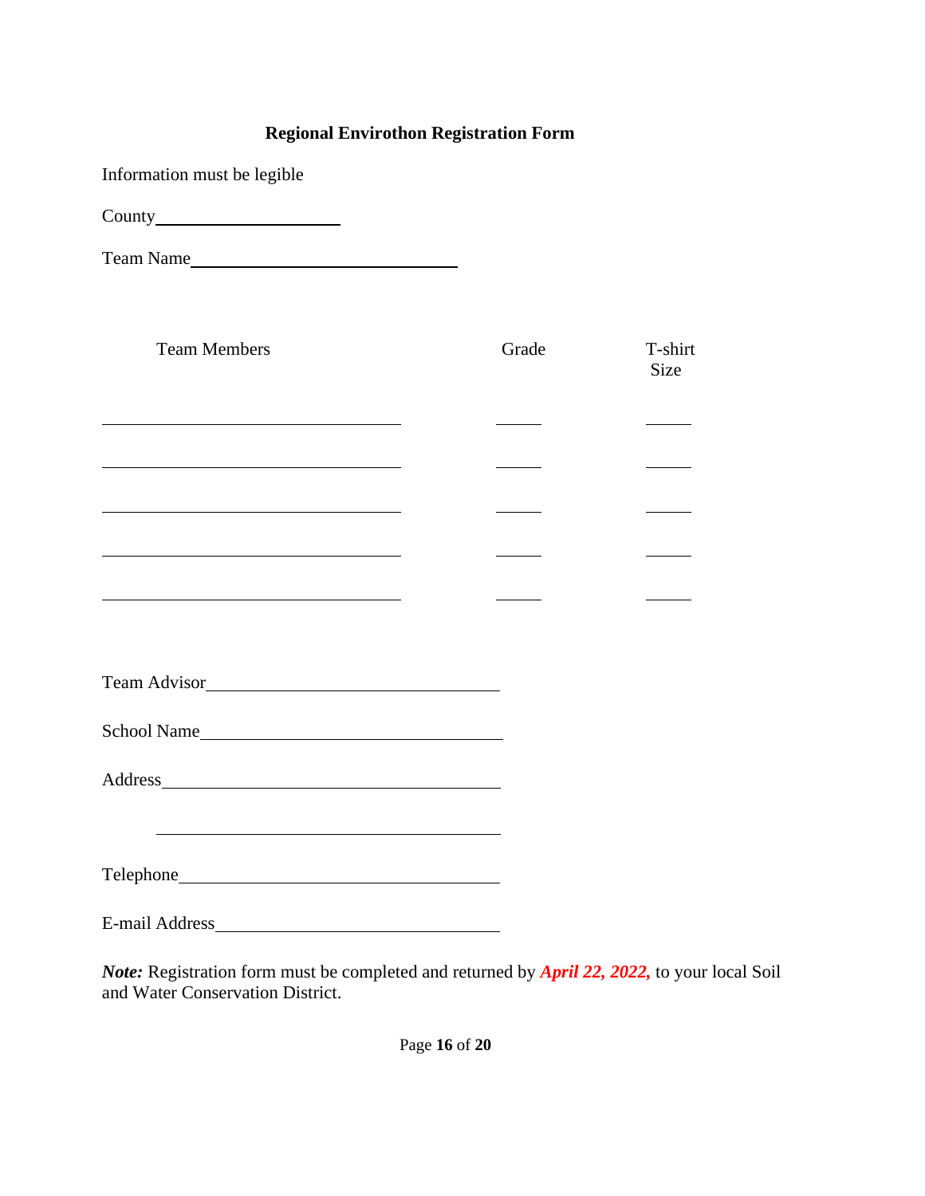# Regional Envirothon Registration Form

Information must be legible

County\_\_\_\_\_\_\_\_\_\_\_\_\_\_\_\_\_\_\_\_\_\_

Team Name\_\_\_\_\_\_\_\_\_\_\_\_\_\_\_\_\_\_\_\_\_\_\_\_\_\_\_\_\_\_\_\_

| Team Members | Grade | T-shirt Size |
|---|---|---|
| | | |
| | | |
| | | |
| | | |
| | | |

Team Advisor\_\_\_\_\_\_\_\_\_\_\_\_\_\_\_\_\_\_\_\_\_\_\_\_\_\_\_\_\_\_\_\_\_\_\_

School Name\_\_\_\_\_\_\_\_\_\_\_\_\_\_\_\_\_\_\_\_\_\_\_\_\_\_\_\_\_\_\_\_\_\_\_\_

Address\_\_\_\_\_\_\_\_\_\_\_\_\_\_\_\_\_\_\_\_\_\_\_\_\_\_\_\_\_\_\_\_\_\_\_\_\_\_\_\_

\_\_\_\_\_\_\_\_\_\_\_\_\_\_\_\_\_\_\_\_\_\_\_\_\_\_\_\_\_\_\_\_\_\_\_\_\_\_\_\_

Telephone\_\_\_\_\_\_\_\_\_\_\_\_\_\_\_\_\_\_\_\_\_\_\_\_\_\_\_\_\_\_\_\_\_\_\_\_\_\_

E-mail Address\_\_\_\_\_\_\_\_\_\_\_\_\_\_\_\_\_\_\_\_\_\_\_\_\_\_\_\_\_\_\_\_\_\_

***Note:*** Registration form must be completed and returned by ***April 22, 2022,*** to your local Soil and Water Conservation District.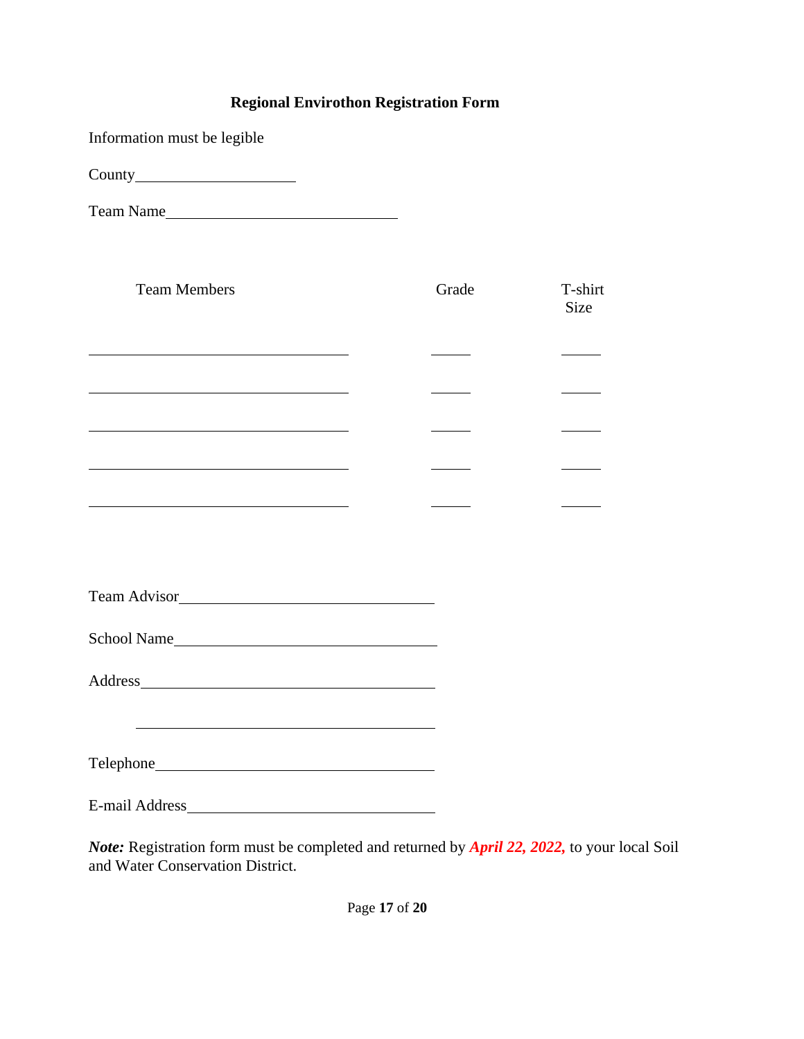**Regional Envirothon Registration Form**

Information must be legible

County____________________

Team Name______________________________

| Team Members | Grade | T-shirt Size |
| --- | --- | --- |
| ______________________________ | _____ | _____ |
| ______________________________ | _____ | _____ |
| ______________________________ | _____ | _____ |
| ______________________________ | _____ | _____ |
| ______________________________ | _____ | _____ |

Team Advisor______________________________

School Name______________________________

Address__________________________________

_______________________________________

Telephone________________________________

E-mail Address____________________________

***Note:*** Registration form must be completed and returned by ***April 22, 2022,*** to your local Soil and Water Conservation District.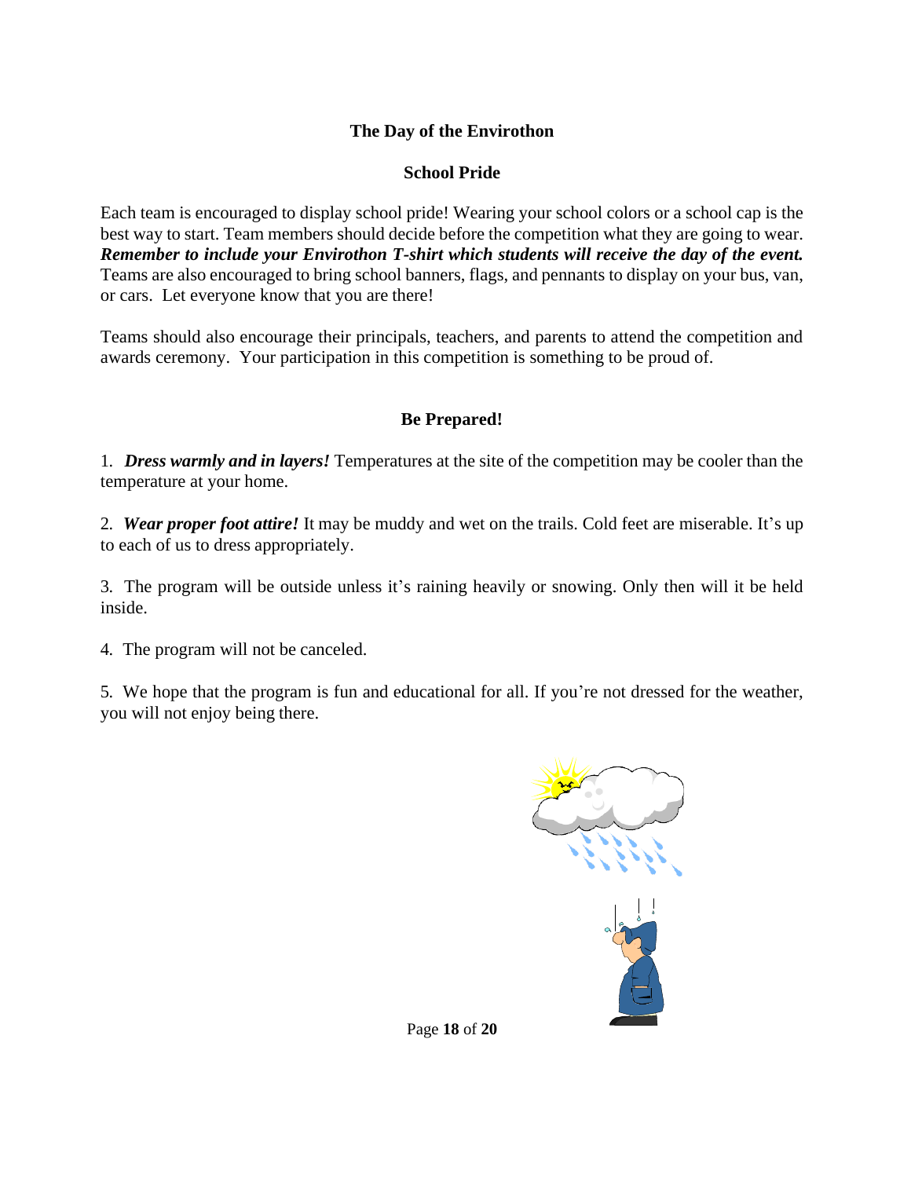## The Day of the Envirothon

### School Pride

Each team is encouraged to display school pride! Wearing your school colors or a school cap is the best way to start. Team members should decide before the competition what they are going to wear. ***Remember to include your Envirothon T-shirt which students will receive the day of the event.*** Teams are also encouraged to bring school banners, flags, and pennants to display on your bus, van, or cars. Let everyone know that you are there!

Teams should also encourage their principals, teachers, and parents to attend the competition and awards ceremony. Your participation in this competition is something to be proud of.

### Be Prepared!

1. ***Dress warmly and in layers!*** Temperatures at the site of the competition may be cooler than the temperature at your home.

2. ***Wear proper foot attire!*** It may be muddy and wet on the trails. Cold feet are miserable. It's up to each of us to dress appropriately.

3. The program will be outside unless it's raining heavily or snowing. Only then will it be held inside.

4. The program will not be canceled.

5. We hope that the program is fun and educational for all. If you're not dressed for the weather, you will not enjoy being there.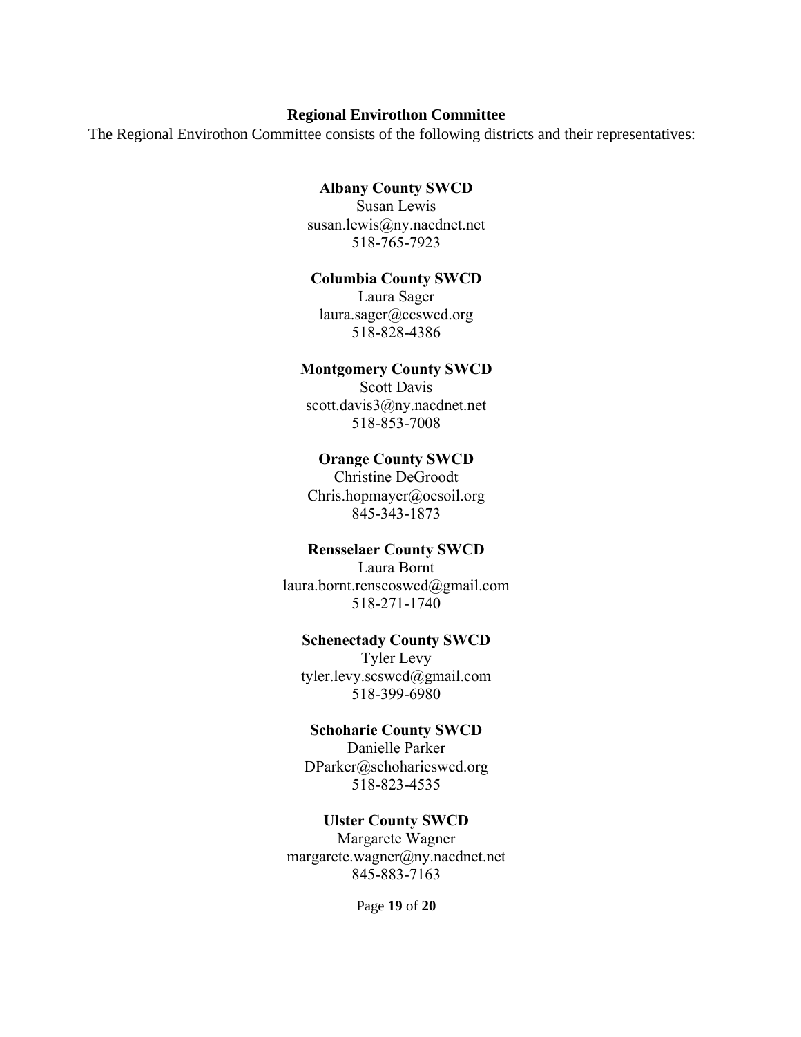## Regional Envirothon Committee

The Regional Envirothon Committee consists of the following districts and their representatives:

**Albany County SWCD**
Susan Lewis
susan.lewis@ny.nacdnet.net
518-765-7923

**Columbia County SWCD**
Laura Sager
laura.sager@ccswcd.org
518-828-4386

**Montgomery County SWCD**
Scott Davis
scott.davis3@ny.nacdnet.net
518-853-7008

**Orange County SWCD**
Christine DeGroodt
Chris.hopmayer@ocsoil.org
845-343-1873

**Rensselaer County SWCD**
Laura Bornt
laura.bornt.renscoswcd@gmail.com
518-271-1740

**Schenectady County SWCD**
Tyler Levy
tyler.levy.scswcd@gmail.com
518-399-6980

**Schoharie County SWCD**
Danielle Parker
DParker@schoharieswcd.org
518-823-4535

**Ulster County SWCD**
Margarete Wagner
margarete.wagner@ny.nacdnet.net
845-883-7163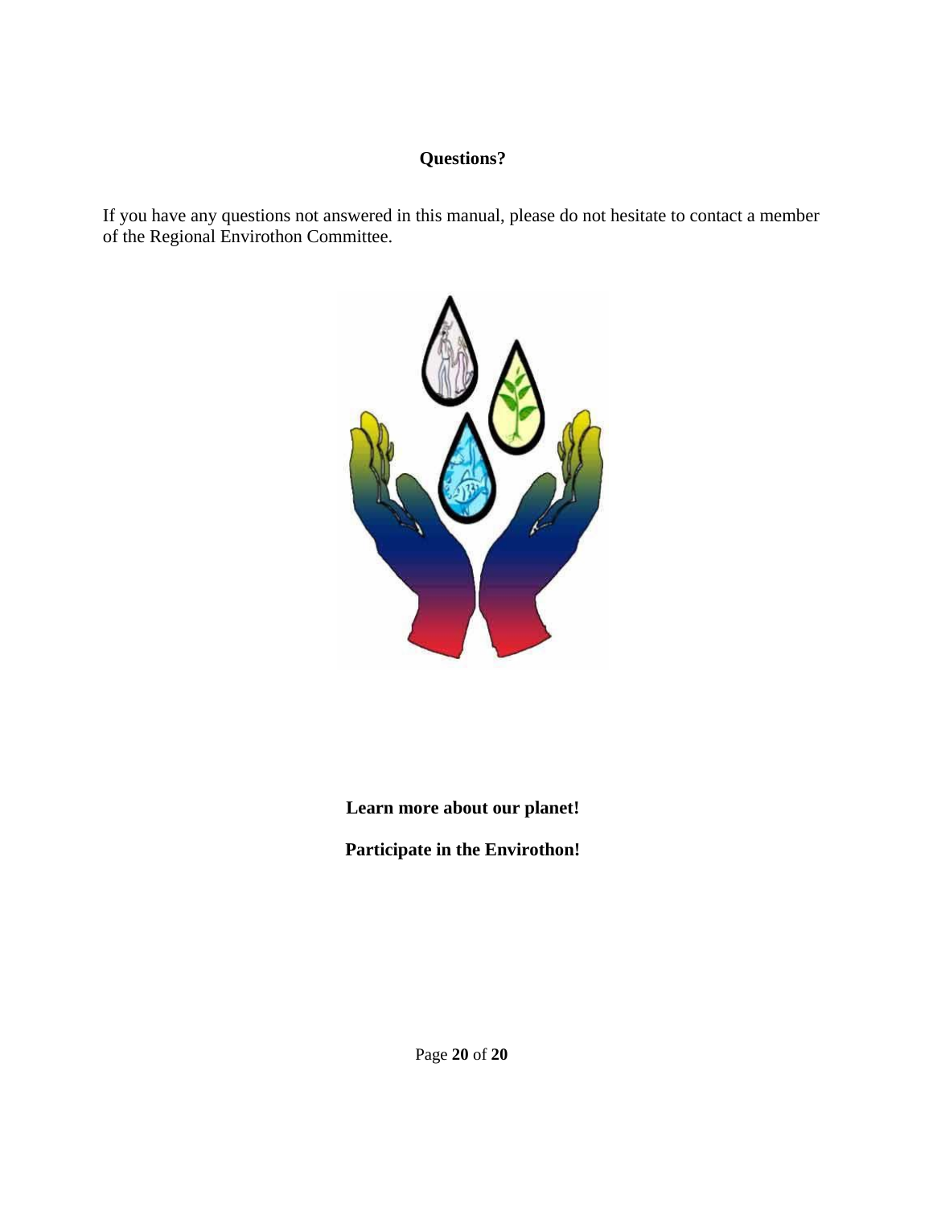## Questions?

If you have any questions not answered in this manual, please do not hesitate to contact a member of the Regional Envirothon Committee.

**Learn more about our planet!**

**Participate in the Envirothon!**